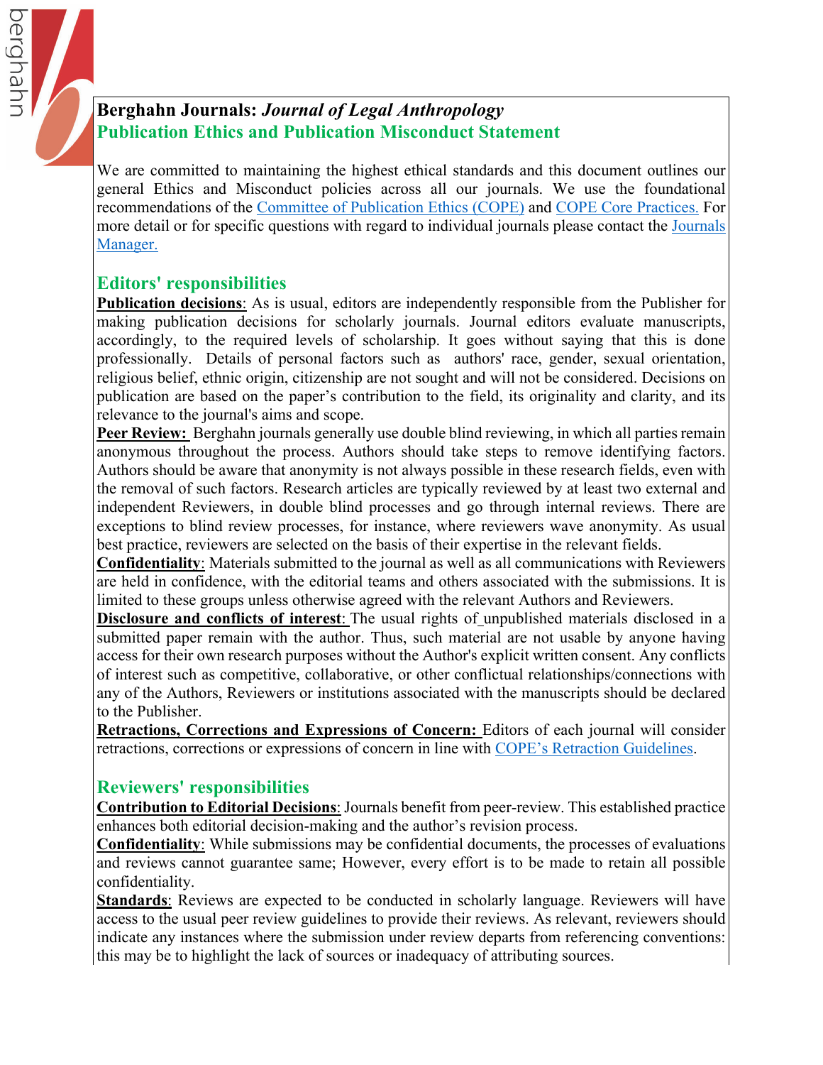# Berghahn Journals: *Journal of Legal Anthropology*

## Publication Ethics and Publication Misconduct Statement

We are committed to maintaining the highest ethical standards and this document outlines our general Ethics and Misconduct policies across all our journals. We use the foundational recommendations of the [Committee of Publication Ethics (COPE)]() and [COPE Core Practices.]() For more detail or for specific questions with regard to individual journals please contact the [Journals Manager.]()

## Editors' responsibilities

**Publication decisions**: As is usual, editors are independently responsible from the Publisher for making publication decisions for scholarly journals. Journal editors evaluate manuscripts, accordingly, to the required levels of scholarship. It goes without saying that this is done professionally. Details of personal factors such as authors' race, gender, sexual orientation, religious belief, ethnic origin, citizenship are not sought and will not be considered. Decisions on publication are based on the paper's contribution to the field, its originality and clarity, and its relevance to the journal's aims and scope.

**Peer Review:** Berghahn journals generally use double blind reviewing, in which all parties remain anonymous throughout the process. Authors should take steps to remove identifying factors. Authors should be aware that anonymity is not always possible in these research fields, even with the removal of such factors. Research articles are typically reviewed by at least two external and independent Reviewers, in double blind processes and go through internal reviews. There are exceptions to blind review processes, for instance, where reviewers wave anonymity. As usual best practice, reviewers are selected on the basis of their expertise in the relevant fields.

**Confidentiality**: Materials submitted to the journal as well as all communications with Reviewers are held in confidence, with the editorial teams and others associated with the submissions. It is limited to these groups unless otherwise agreed with the relevant Authors and Reviewers.

**Disclosure and conflicts of interest**: The usual rights of unpublished materials disclosed in a submitted paper remain with the author. Thus, such material are not usable by anyone having access for their own research purposes without the Author's explicit written consent. Any conflicts of interest such as competitive, collaborative, or other conflictual relationships/connections with any of the Authors, Reviewers or institutions associated with the manuscripts should be declared to the Publisher.

**Retractions, Corrections and Expressions of Concern:** Editors of each journal will consider retractions, corrections or expressions of concern in line with [COPE's Retraction Guidelines]().

## Reviewers' responsibilities

**Contribution to Editorial Decisions**: Journals benefit from peer-review. This established practice enhances both editorial decision-making and the author's revision process.

**Confidentiality**: While submissions may be confidential documents, the processes of evaluations and reviews cannot guarantee same; However, every effort is to be made to retain all possible confidentiality.

**Standards**: Reviews are expected to be conducted in scholarly language. Reviewers will have access to the usual peer review guidelines to provide their reviews. As relevant, reviewers should indicate any instances where the submission under review departs from referencing conventions: this may be to highlight the lack of sources or inadequacy of attributing sources.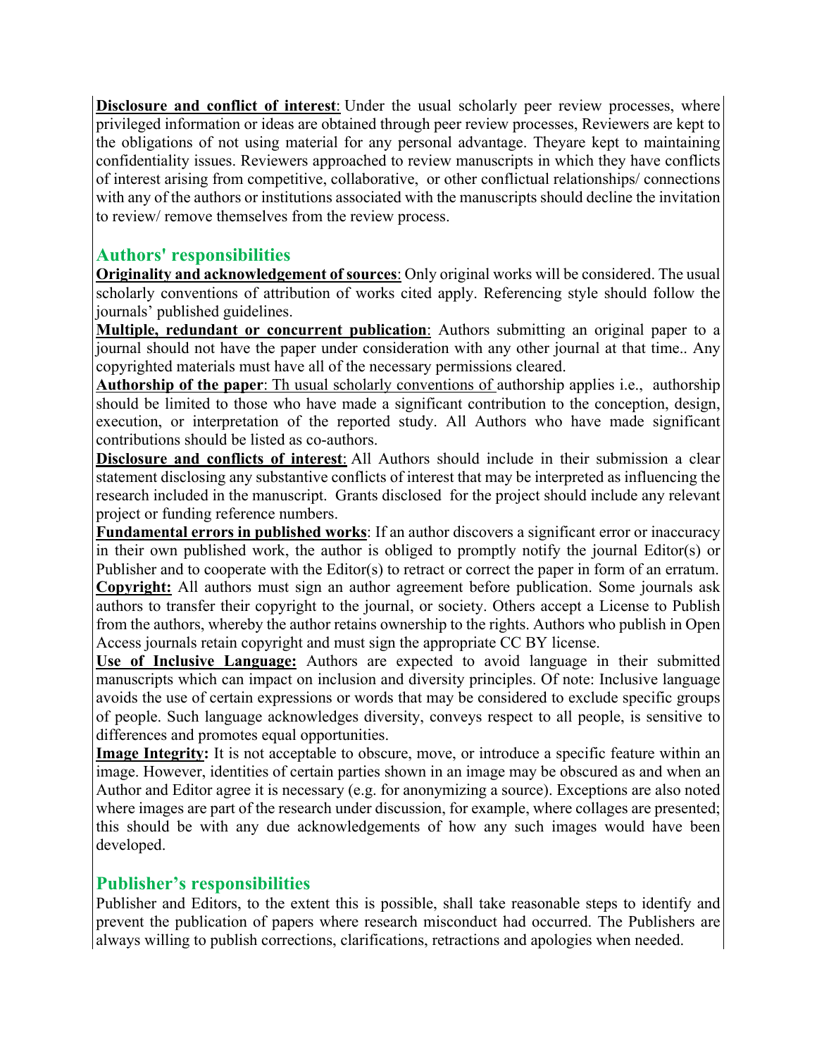**Disclosure and conflict of interest**: Under the usual scholarly peer review processes, where privileged information or ideas are obtained through peer review processes, Reviewers are kept to the obligations of not using material for any personal advantage. Theyare kept to maintaining confidentiality issues. Reviewers approached to review manuscripts in which they have conflicts of interest arising from competitive, collaborative, or other conflictual relationships/ connections with any of the authors or institutions associated with the manuscripts should decline the invitation to review/ remove themselves from the review process.

## Authors' responsibilities

**Originality and acknowledgement of sources**: Only original works will be considered. The usual scholarly conventions of attribution of works cited apply. Referencing style should follow the journals' published guidelines.

**Multiple, redundant or concurrent publication**: Authors submitting an original paper to a journal should not have the paper under consideration with any other journal at that time.. Any copyrighted materials must have all of the necessary permissions cleared.

**Authorship of the paper**: Th usual scholarly conventions of authorship applies i.e., authorship should be limited to those who have made a significant contribution to the conception, design, execution, or interpretation of the reported study. All Authors who have made significant contributions should be listed as co-authors.

**Disclosure and conflicts of interest**: All Authors should include in their submission a clear statement disclosing any substantive conflicts of interest that may be interpreted as influencing the research included in the manuscript. Grants disclosed for the project should include any relevant project or funding reference numbers.

**Fundamental errors in published works**: If an author discovers a significant error or inaccuracy in their own published work, the author is obliged to promptly notify the journal Editor(s) or Publisher and to cooperate with the Editor(s) to retract or correct the paper in form of an erratum.

**Copyright:** All authors must sign an author agreement before publication. Some journals ask authors to transfer their copyright to the journal, or society. Others accept a License to Publish from the authors, whereby the author retains ownership to the rights. Authors who publish in Open Access journals retain copyright and must sign the appropriate CC BY license.

**Use of Inclusive Language:** Authors are expected to avoid language in their submitted manuscripts which can impact on inclusion and diversity principles. Of note: Inclusive language avoids the use of certain expressions or words that may be considered to exclude specific groups of people. Such language acknowledges diversity, conveys respect to all people, is sensitive to differences and promotes equal opportunities.

**Image Integrity:** It is not acceptable to obscure, move, or introduce a specific feature within an image. However, identities of certain parties shown in an image may be obscured as and when an Author and Editor agree it is necessary (e.g. for anonymizing a source). Exceptions are also noted where images are part of the research under discussion, for example, where collages are presented; this should be with any due acknowledgements of how any such images would have been developed.

## Publisher's responsibilities

Publisher and Editors, to the extent this is possible, shall take reasonable steps to identify and prevent the publication of papers where research misconduct had occurred. The Publishers are always willing to publish corrections, clarifications, retractions and apologies when needed.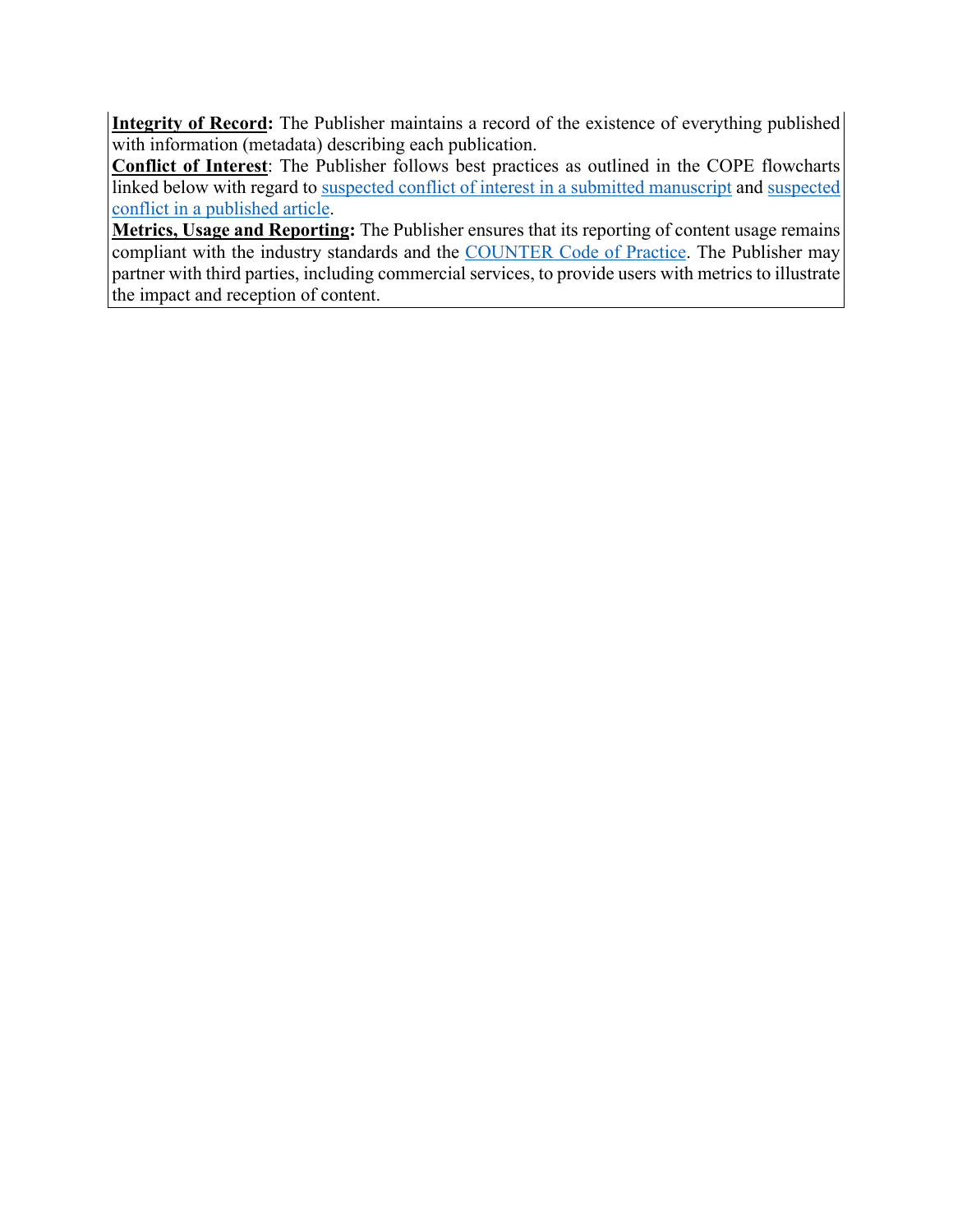**<u>Integrity of Record</u>:** The Publisher maintains a record of the existence of everything published with information (metadata) describing each publication.

**<u>Conflict of Interest</u>**: The Publisher follows best practices as outlined in the COPE flowcharts linked below with regard to suspected conflict of interest in a submitted manuscript and suspected conflict in a published article.

**<u>Metrics, Usage and Reporting</u>:** The Publisher ensures that its reporting of content usage remains compliant with the industry standards and the COUNTER Code of Practice. The Publisher may partner with third parties, including commercial services, to provide users with metrics to illustrate the impact and reception of content.